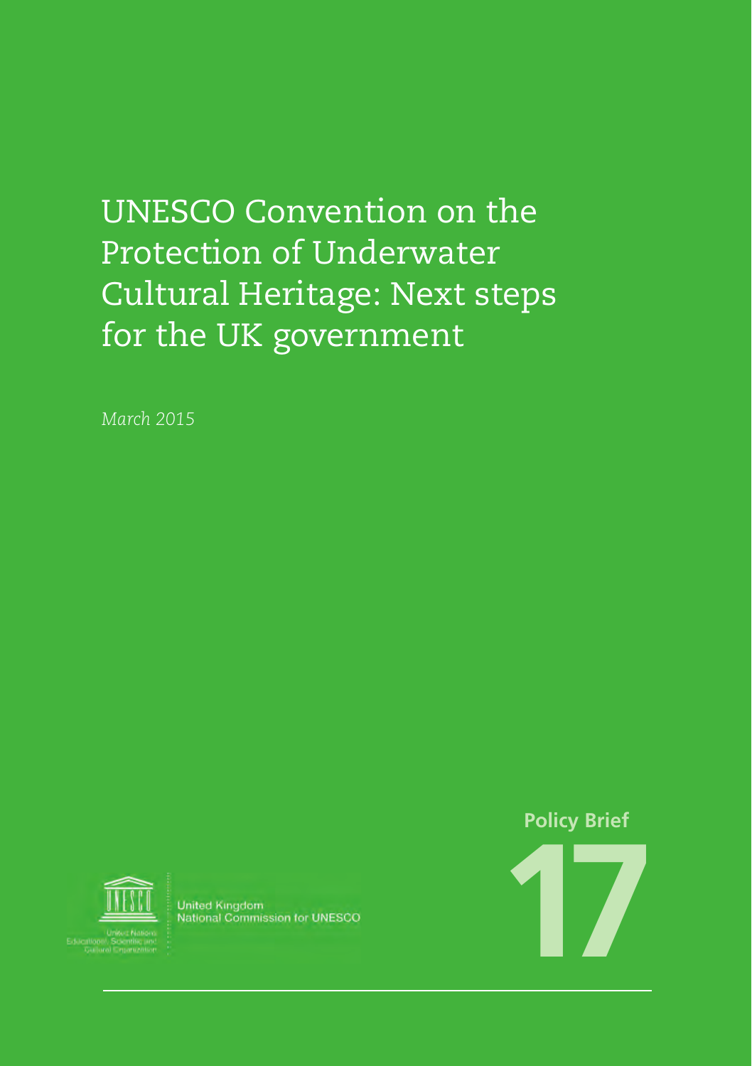# UNESCO Convention on the Protection of Underwater Cultural Heritage: Next steps for the UK government

*March 2015*

United Nations Educational, Scientific and Cultural Organization

United Kingdom National Commission for UNESCO

**Policy Brief**

**17**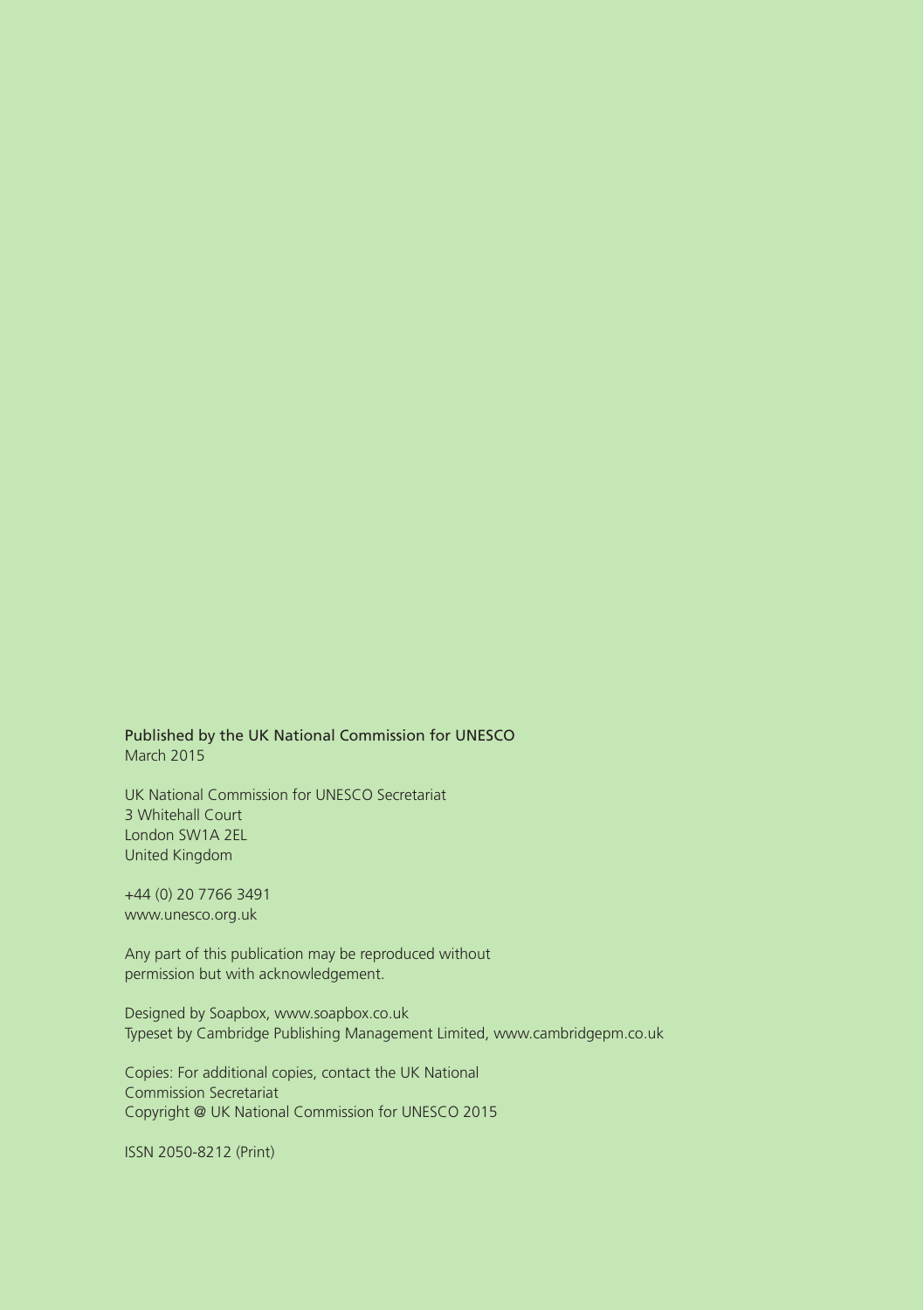Published by the UK National Commission for UNESCO
March 2015

UK National Commission for UNESCO Secretariat
3 Whitehall Court
London SW1A 2EL
United Kingdom

+44 (0) 20 7766 3491
www.unesco.org.uk

Any part of this publication may be reproduced without permission but with acknowledgement.

Designed by Soapbox, www.soapbox.co.uk
Typeset by Cambridge Publishing Management Limited, www.cambridgepm.co.uk

Copies: For additional copies, contact the UK National Commission Secretariat
Copyright @ UK National Commission for UNESCO 2015

ISSN 2050-8212 (Print)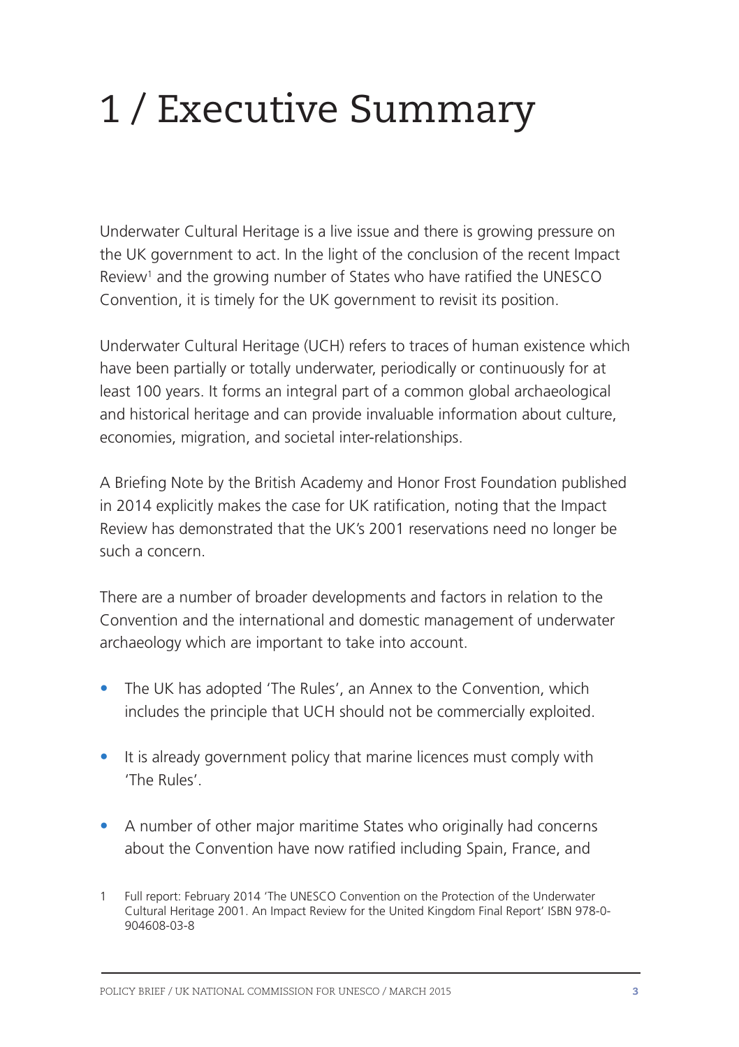# 1 / Executive Summary

Underwater Cultural Heritage is a live issue and there is growing pressure on the UK government to act. In the light of the conclusion of the recent Impact Review[1] and the growing number of States who have ratified the UNESCO Convention, it is timely for the UK government to revisit its position.

Underwater Cultural Heritage (UCH) refers to traces of human existence which have been partially or totally underwater, periodically or continuously for at least 100 years. It forms an integral part of a common global archaeological and historical heritage and can provide invaluable information about culture, economies, migration, and societal inter-relationships.

A Briefing Note by the British Academy and Honor Frost Foundation published in 2014 explicitly makes the case for UK ratification, noting that the Impact Review has demonstrated that the UK's 2001 reservations need no longer be such a concern.

There are a number of broader developments and factors in relation to the Convention and the international and domestic management of underwater archaeology which are important to take into account.

- The UK has adopted 'The Rules', an Annex to the Convention, which includes the principle that UCH should not be commercially exploited.
- It is already government policy that marine licences must comply with 'The Rules'.
- A number of other major maritime States who originally had concerns about the Convention have now ratified including Spain, France, and

1 Full report: February 2014 'The UNESCO Convention on the Protection of the Underwater Cultural Heritage 2001. An Impact Review for the United Kingdom Final Report' ISBN 978-0-904608-03-8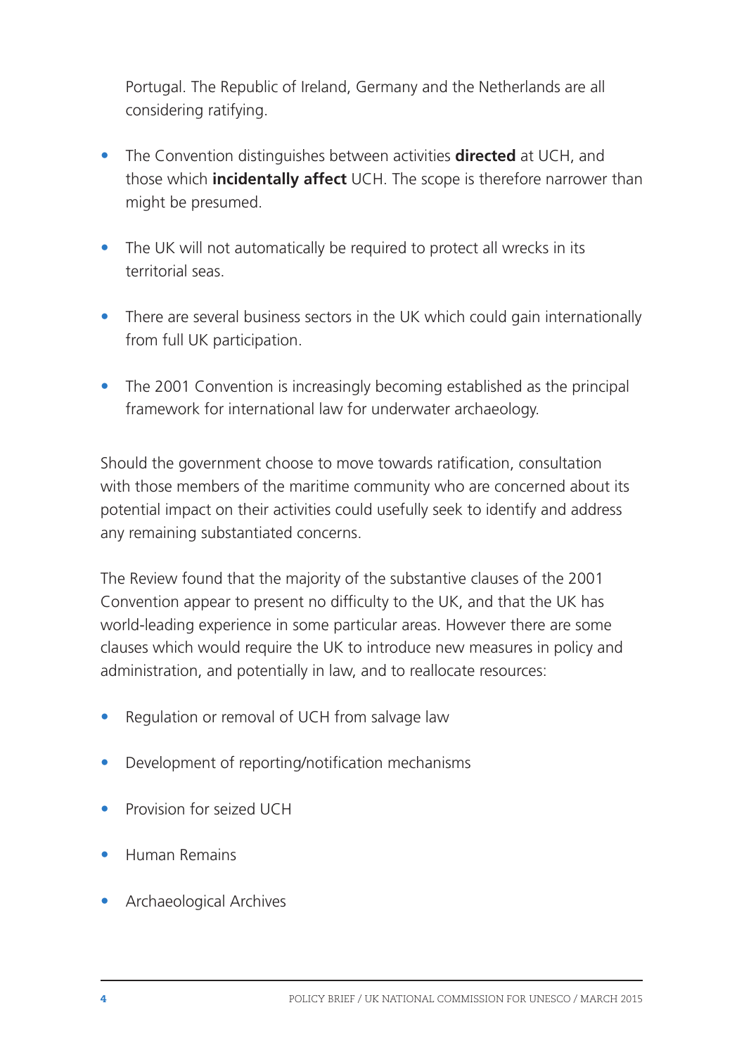Portugal. The Republic of Ireland, Germany and the Netherlands are all considering ratifying.

- The Convention distinguishes between activities **directed** at UCH, and those which **incidentally affect** UCH. The scope is therefore narrower than might be presumed.

- The UK will not automatically be required to protect all wrecks in its territorial seas.

- There are several business sectors in the UK which could gain internationally from full UK participation.

- The 2001 Convention is increasingly becoming established as the principal framework for international law for underwater archaeology.

Should the government choose to move towards ratification, consultation with those members of the maritime community who are concerned about its potential impact on their activities could usefully seek to identify and address any remaining substantiated concerns.

The Review found that the majority of the substantive clauses of the 2001 Convention appear to present no difficulty to the UK, and that the UK has world-leading experience in some particular areas. However there are some clauses which would require the UK to introduce new measures in policy and administration, and potentially in law, and to reallocate resources:

- Regulation or removal of UCH from salvage law

- Development of reporting/notification mechanisms

- Provision for seized UCH

- Human Remains

- Archaeological Archives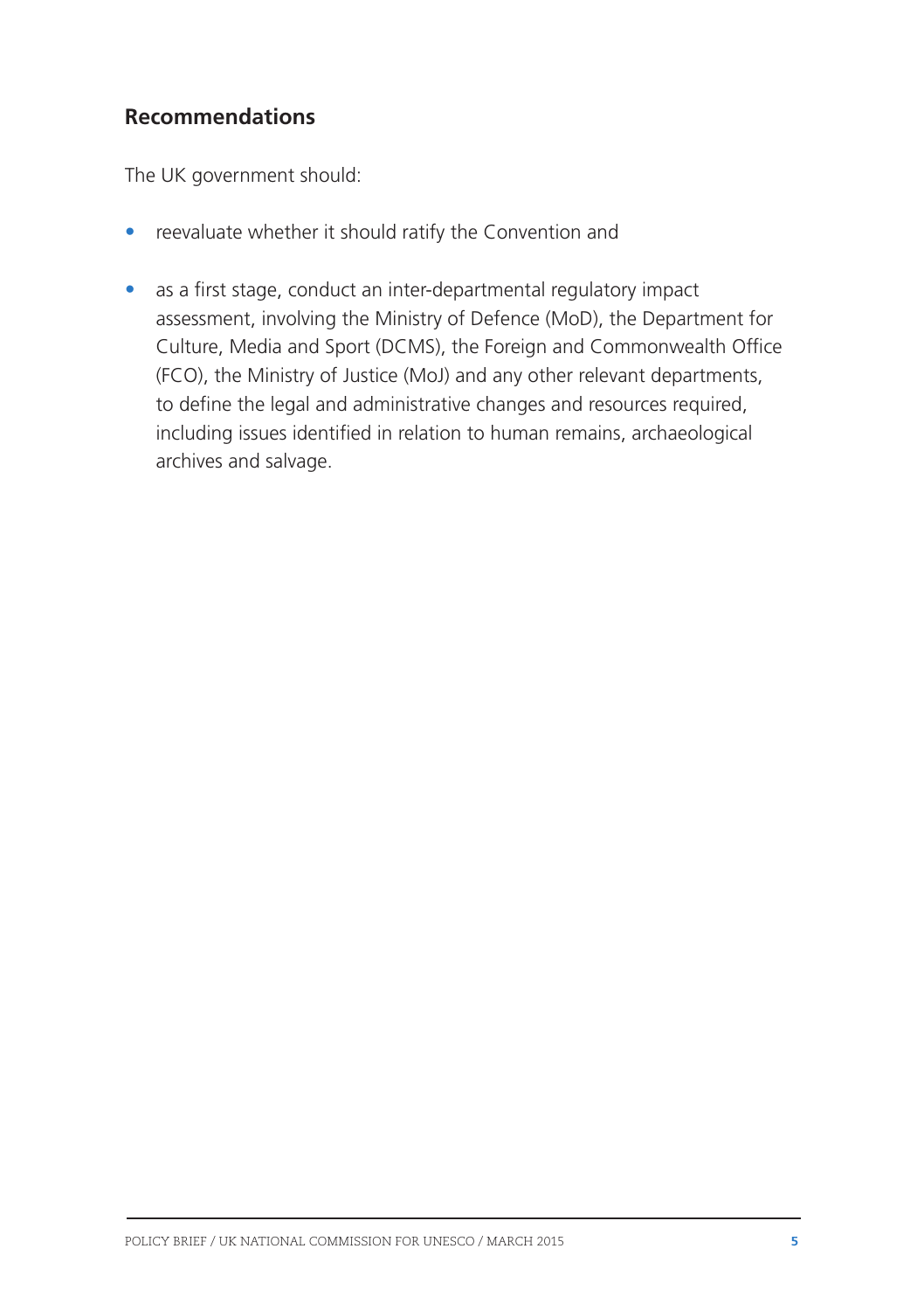## Recommendations

The UK government should:

- reevaluate whether it should ratify the Convention and
- as a first stage, conduct an inter-departmental regulatory impact assessment, involving the Ministry of Defence (MoD), the Department for Culture, Media and Sport (DCMS), the Foreign and Commonwealth Office (FCO), the Ministry of Justice (MoJ) and any other relevant departments, to define the legal and administrative changes and resources required, including issues identified in relation to human remains, archaeological archives and salvage.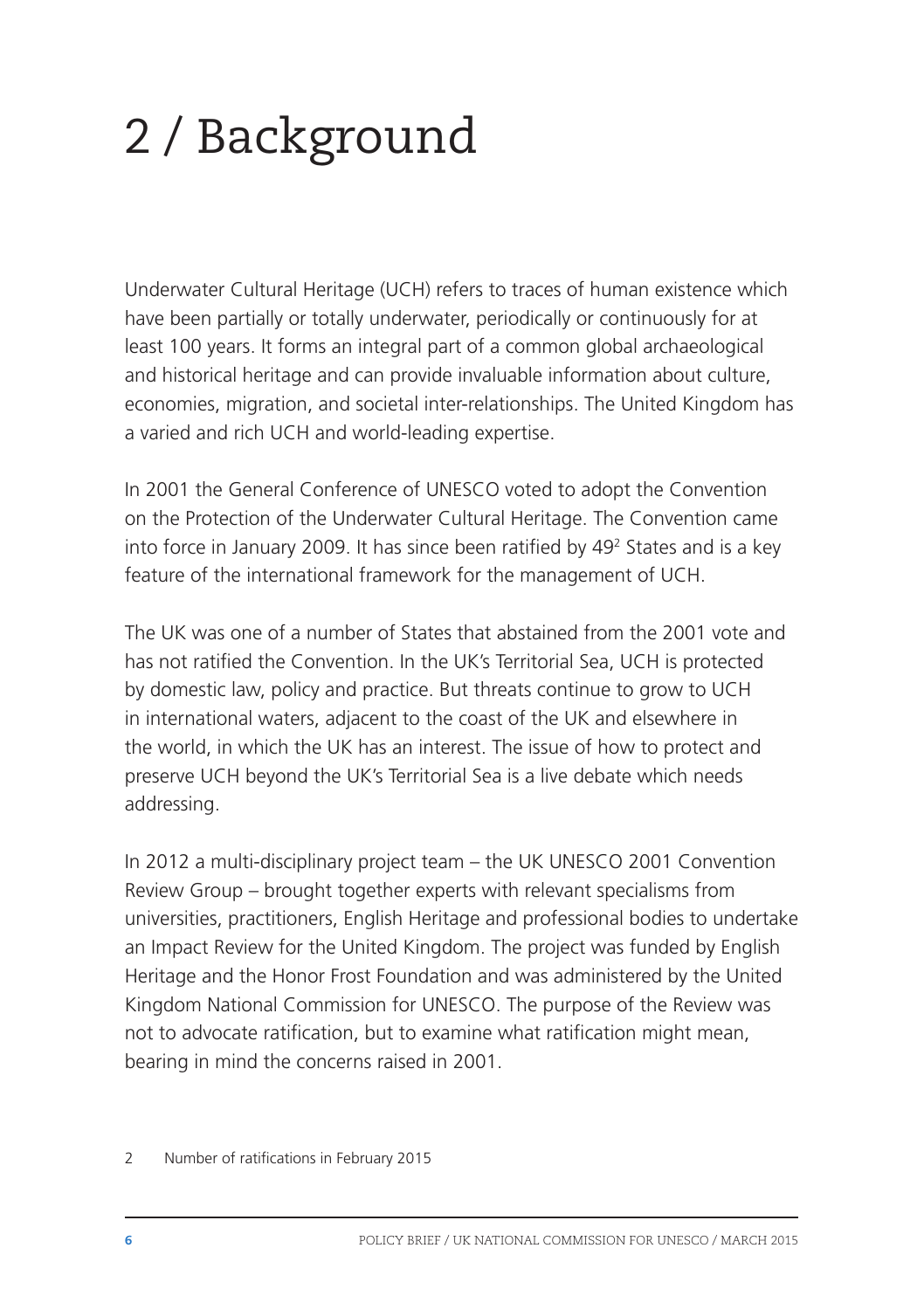# 2 / Background

Underwater Cultural Heritage (UCH) refers to traces of human existence which have been partially or totally underwater, periodically or continuously for at least 100 years. It forms an integral part of a common global archaeological and historical heritage and can provide invaluable information about culture, economies, migration, and societal inter-relationships. The United Kingdom has a varied and rich UCH and world-leading expertise.

In 2001 the General Conference of UNESCO voted to adopt the Convention on the Protection of the Underwater Cultural Heritage. The Convention came into force in January 2009. It has since been ratified by 49[2] States and is a key feature of the international framework for the management of UCH.

The UK was one of a number of States that abstained from the 2001 vote and has not ratified the Convention. In the UK's Territorial Sea, UCH is protected by domestic law, policy and practice. But threats continue to grow to UCH in international waters, adjacent to the coast of the UK and elsewhere in the world, in which the UK has an interest. The issue of how to protect and preserve UCH beyond the UK's Territorial Sea is a live debate which needs addressing.

In 2012 a multi-disciplinary project team – the UK UNESCO 2001 Convention Review Group – brought together experts with relevant specialisms from universities, practitioners, English Heritage and professional bodies to undertake an Impact Review for the United Kingdom. The project was funded by English Heritage and the Honor Frost Foundation and was administered by the United Kingdom National Commission for UNESCO. The purpose of the Review was not to advocate ratification, but to examine what ratification might mean, bearing in mind the concerns raised in 2001.

2 Number of ratifications in February 2015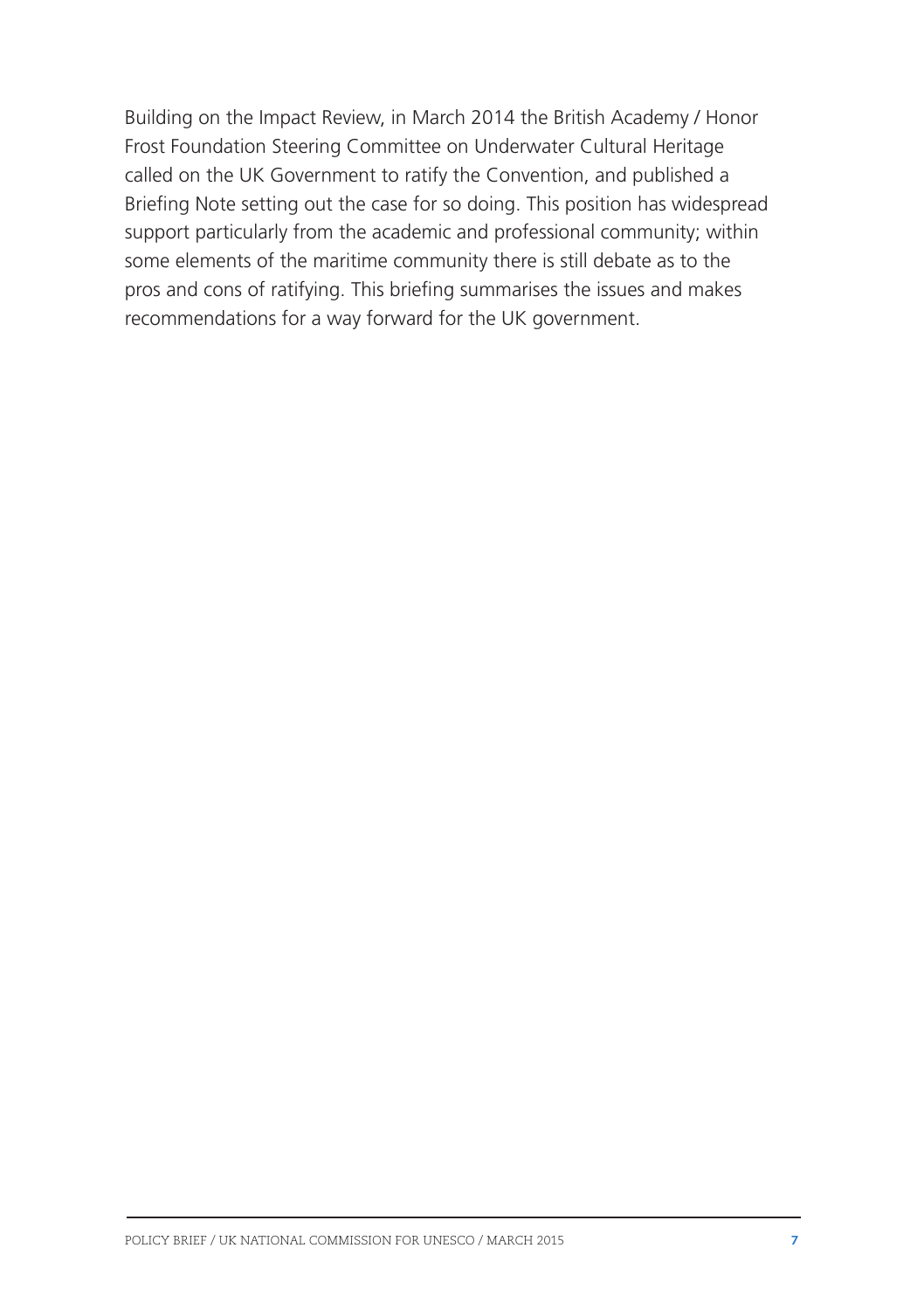Building on the Impact Review, in March 2014 the British Academy / Honor Frost Foundation Steering Committee on Underwater Cultural Heritage called on the UK Government to ratify the Convention, and published a Briefing Note setting out the case for so doing. This position has widespread support particularly from the academic and professional community; within some elements of the maritime community there is still debate as to the pros and cons of ratifying. This briefing summarises the issues and makes recommendations for a way forward for the UK government.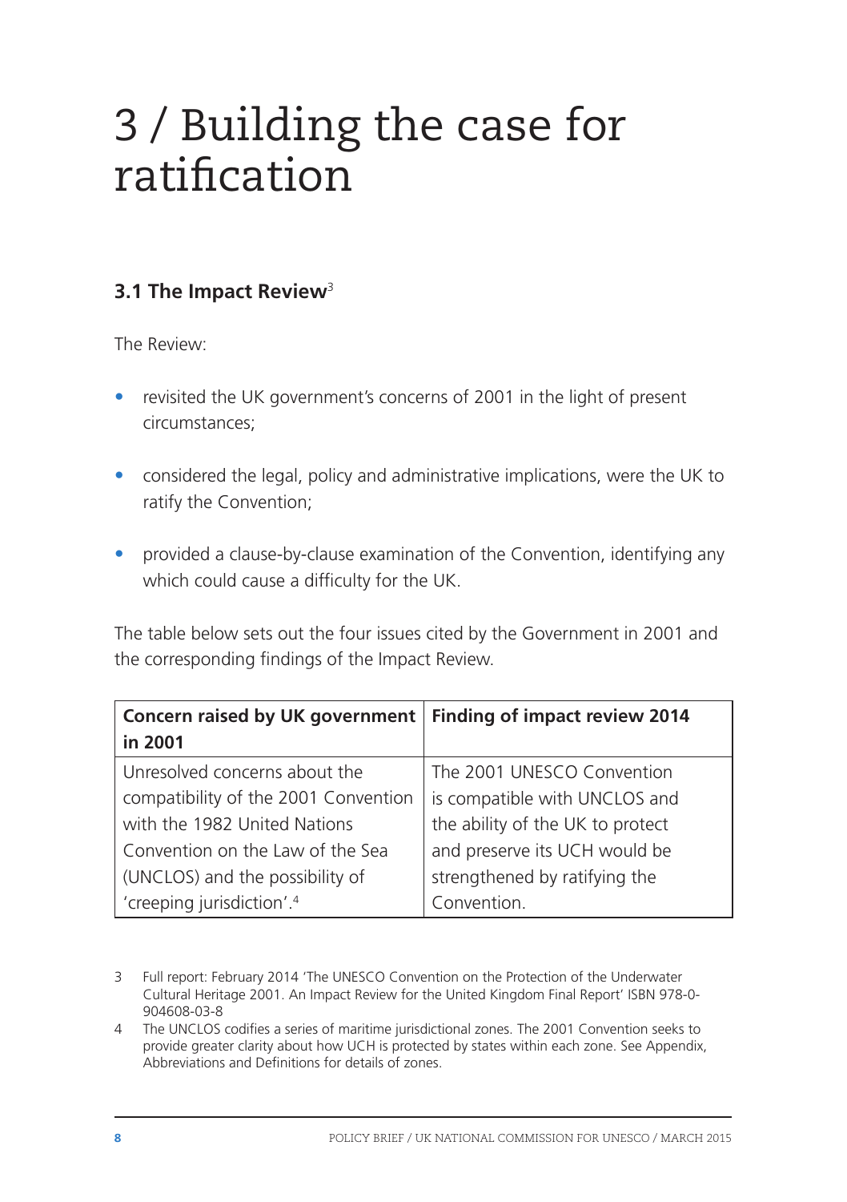# 3 / Building the case for ratification

### 3.1 The Impact Review[3]

The Review:

- revisited the UK government's concerns of 2001 in the light of present circumstances;
- considered the legal, policy and administrative implications, were the UK to ratify the Convention;
- provided a clause-by-clause examination of the Convention, identifying any which could cause a difficulty for the UK.

The table below sets out the four issues cited by the Government in 2001 and the corresponding findings of the Impact Review.

| Concern raised by UK government in 2001 | Finding of impact review 2014 |
| --- | --- |
| Unresolved concerns about the compatibility of the 2001 Convention with the 1982 United Nations Convention on the Law of the Sea (UNCLOS) and the possibility of 'creeping jurisdiction'.[4] | The 2001 UNESCO Convention is compatible with UNCLOS and the ability of the UK to protect and preserve its UCH would be strengthened by ratifying the Convention. |

3 Full report: February 2014 'The UNESCO Convention on the Protection of the Underwater Cultural Heritage 2001. An Impact Review for the United Kingdom Final Report' ISBN 978-0-904608-03-8

4 The UNCLOS codifies a series of maritime jurisdictional zones. The 2001 Convention seeks to provide greater clarity about how UCH is protected by states within each zone. See Appendix, Abbreviations and Definitions for details of zones.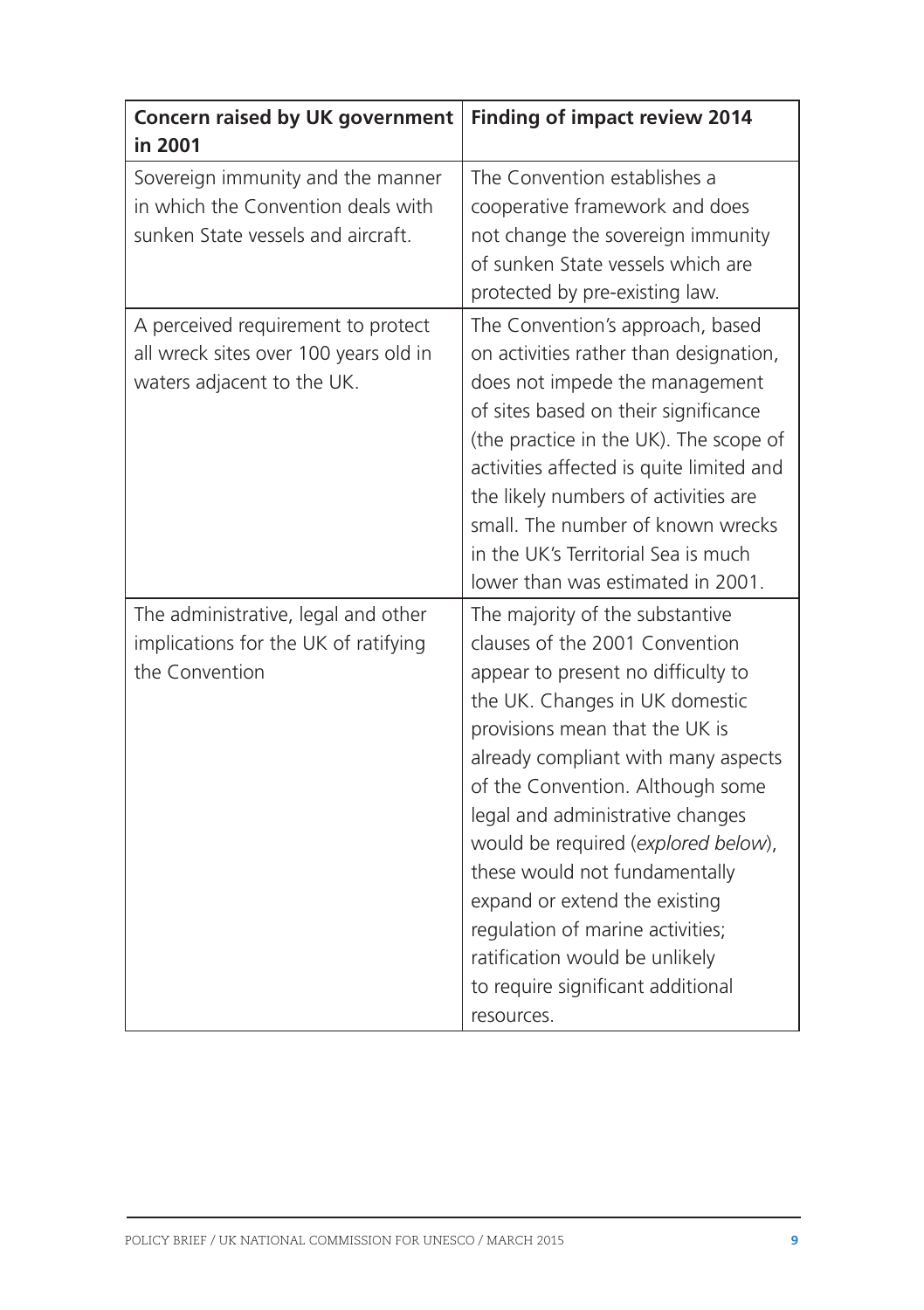| Concern raised by UK government in 2001 | Finding of impact review 2014 |
|---|---|
| Sovereign immunity and the manner in which the Convention deals with sunken State vessels and aircraft. | The Convention establishes a cooperative framework and does not change the sovereign immunity of sunken State vessels which are protected by pre-existing law. |
| A perceived requirement to protect all wreck sites over 100 years old in waters adjacent to the UK. | The Convention's approach, based on activities rather than designation, does not impede the management of sites based on their significance (the practice in the UK). The scope of activities affected is quite limited and the likely numbers of activities are small. The number of known wrecks in the UK's Territorial Sea is much lower than was estimated in 2001. |
| The administrative, legal and other implications for the UK of ratifying the Convention | The majority of the substantive clauses of the 2001 Convention appear to present no difficulty to the UK. Changes in UK domestic provisions mean that the UK is already compliant with many aspects of the Convention. Although some legal and administrative changes would be required (*explored below*), these would not fundamentally expand or extend the existing regulation of marine activities; ratification would be unlikely to require significant additional resources. |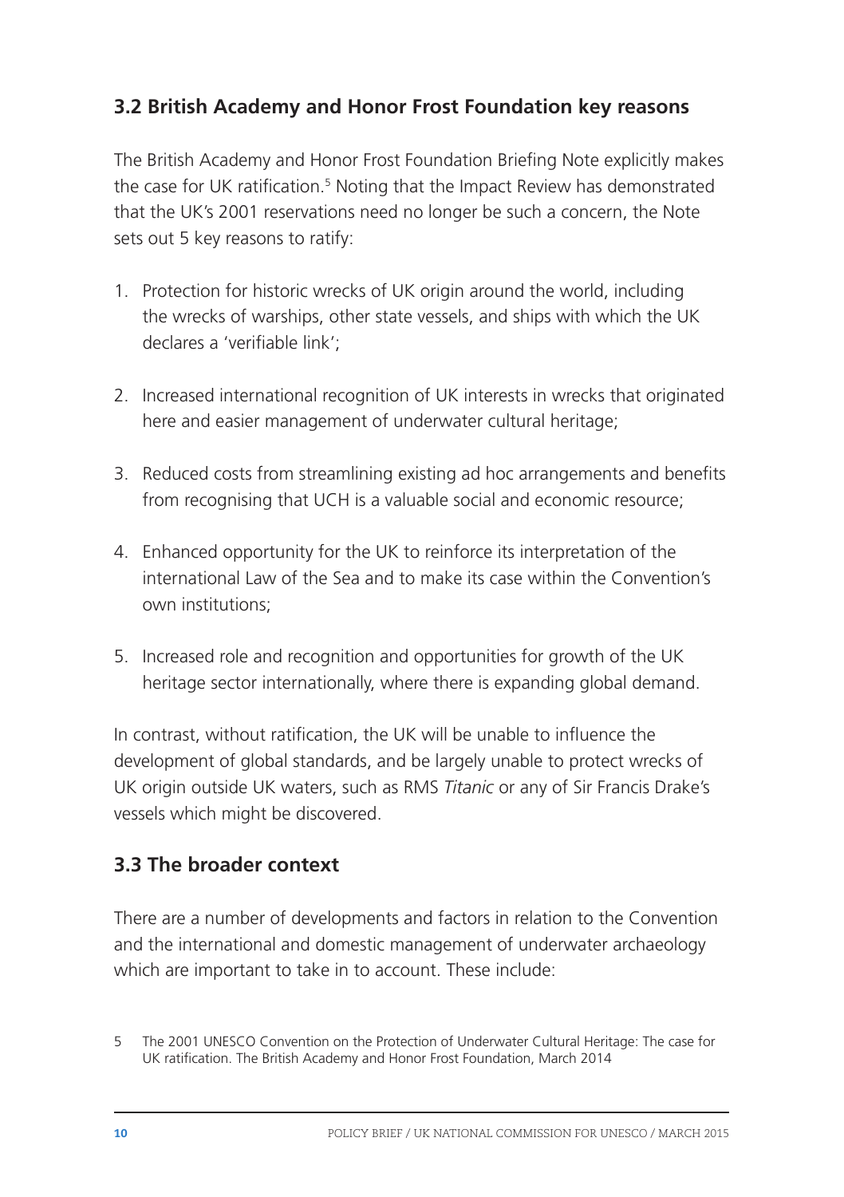### 3.2 British Academy and Honor Frost Foundation key reasons

The British Academy and Honor Frost Foundation Briefing Note explicitly makes the case for UK ratification.[5] Noting that the Impact Review has demonstrated that the UK's 2001 reservations need no longer be such a concern, the Note sets out 5 key reasons to ratify:

1. Protection for historic wrecks of UK origin around the world, including the wrecks of warships, other state vessels, and ships with which the UK declares a 'verifiable link';
2. Increased international recognition of UK interests in wrecks that originated here and easier management of underwater cultural heritage;
3. Reduced costs from streamlining existing ad hoc arrangements and benefits from recognising that UCH is a valuable social and economic resource;
4. Enhanced opportunity for the UK to reinforce its interpretation of the international Law of the Sea and to make its case within the Convention's own institutions;
5. Increased role and recognition and opportunities for growth of the UK heritage sector internationally, where there is expanding global demand.

In contrast, without ratification, the UK will be unable to influence the development of global standards, and be largely unable to protect wrecks of UK origin outside UK waters, such as RMS *Titanic* or any of Sir Francis Drake's vessels which might be discovered.

### 3.3 The broader context

There are a number of developments and factors in relation to the Convention and the international and domestic management of underwater archaeology which are important to take in to account. These include:

5 The 2001 UNESCO Convention on the Protection of Underwater Cultural Heritage: The case for UK ratification. The British Academy and Honor Frost Foundation, March 2014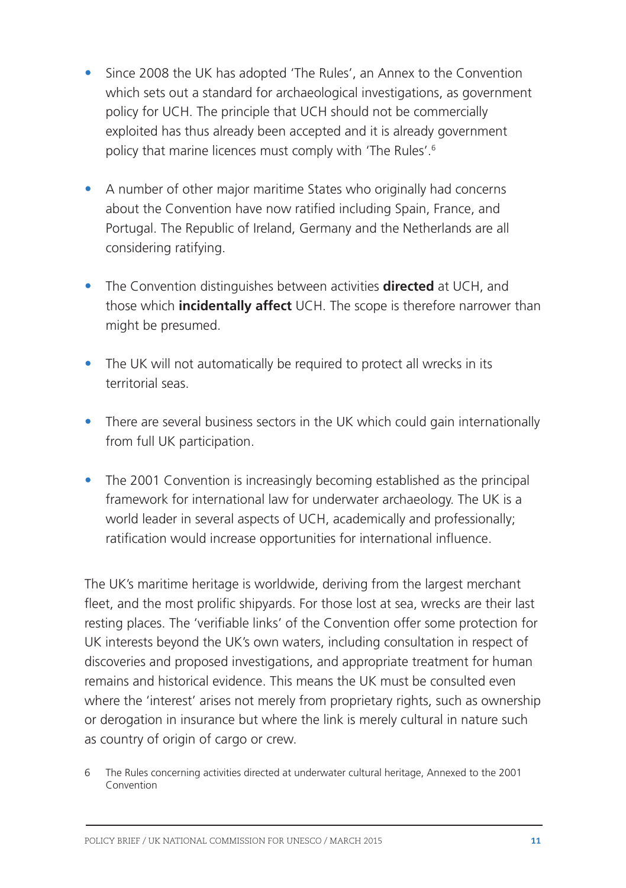- Since 2008 the UK has adopted 'The Rules', an Annex to the Convention which sets out a standard for archaeological investigations, as government policy for UCH. The principle that UCH should not be commercially exploited has thus already been accepted and it is already government policy that marine licences must comply with 'The Rules'.[6]

- A number of other major maritime States who originally had concerns about the Convention have now ratified including Spain, France, and Portugal. The Republic of Ireland, Germany and the Netherlands are all considering ratifying.

- The Convention distinguishes between activities **directed** at UCH, and those which **incidentally affect** UCH. The scope is therefore narrower than might be presumed.

- The UK will not automatically be required to protect all wrecks in its territorial seas.

- There are several business sectors in the UK which could gain internationally from full UK participation.

- The 2001 Convention is increasingly becoming established as the principal framework for international law for underwater archaeology. The UK is a world leader in several aspects of UCH, academically and professionally; ratification would increase opportunities for international influence.

The UK's maritime heritage is worldwide, deriving from the largest merchant fleet, and the most prolific shipyards. For those lost at sea, wrecks are their last resting places. The 'verifiable links' of the Convention offer some protection for UK interests beyond the UK's own waters, including consultation in respect of discoveries and proposed investigations, and appropriate treatment for human remains and historical evidence. This means the UK must be consulted even where the 'interest' arises not merely from proprietary rights, such as ownership or derogation in insurance but where the link is merely cultural in nature such as country of origin of cargo or crew.

6 The Rules concerning activities directed at underwater cultural heritage, Annexed to the 2001 Convention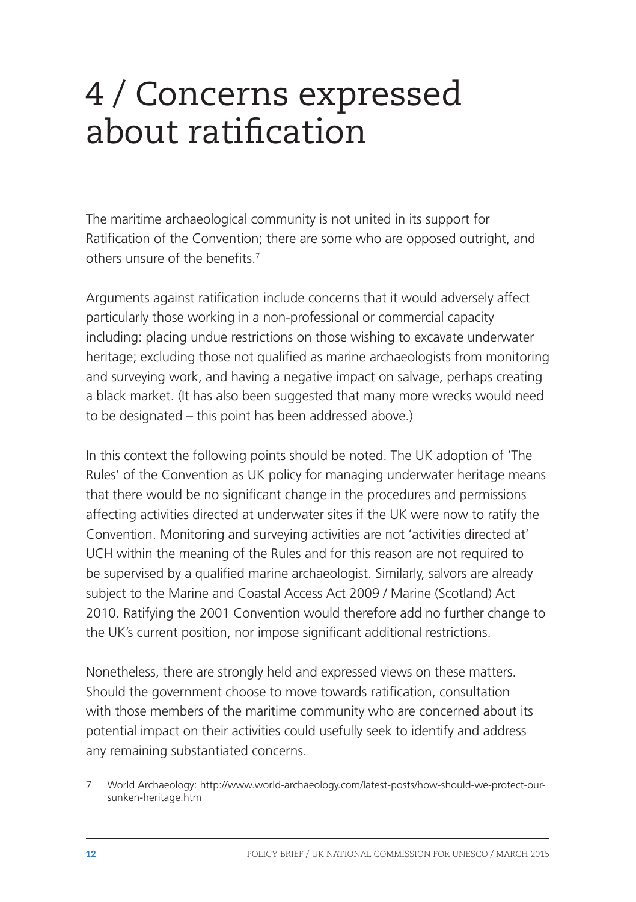# 4 / Concerns expressed about ratification

The maritime archaeological community is not united in its support for Ratification of the Convention; there are some who are opposed outright, and others unsure of the benefits.[7]

Arguments against ratification include concerns that it would adversely affect particularly those working in a non-professional or commercial capacity including: placing undue restrictions on those wishing to excavate underwater heritage; excluding those not qualified as marine archaeologists from monitoring and surveying work, and having a negative impact on salvage, perhaps creating a black market. (It has also been suggested that many more wrecks would need to be designated – this point has been addressed above.)

In this context the following points should be noted. The UK adoption of 'The Rules' of the Convention as UK policy for managing underwater heritage means that there would be no significant change in the procedures and permissions affecting activities directed at underwater sites if the UK were now to ratify the Convention. Monitoring and surveying activities are not 'activities directed at' UCH within the meaning of the Rules and for this reason are not required to be supervised by a qualified marine archaeologist. Similarly, salvors are already subject to the Marine and Coastal Access Act 2009 / Marine (Scotland) Act 2010. Ratifying the 2001 Convention would therefore add no further change to the UK's current position, nor impose significant additional restrictions.

Nonetheless, there are strongly held and expressed views on these matters. Should the government choose to move towards ratification, consultation with those members of the maritime community who are concerned about its potential impact on their activities could usefully seek to identify and address any remaining substantiated concerns.

7 World Archaeology: http://www.world-archaeology.com/latest-posts/how-should-we-protect-our-sunken-heritage.htm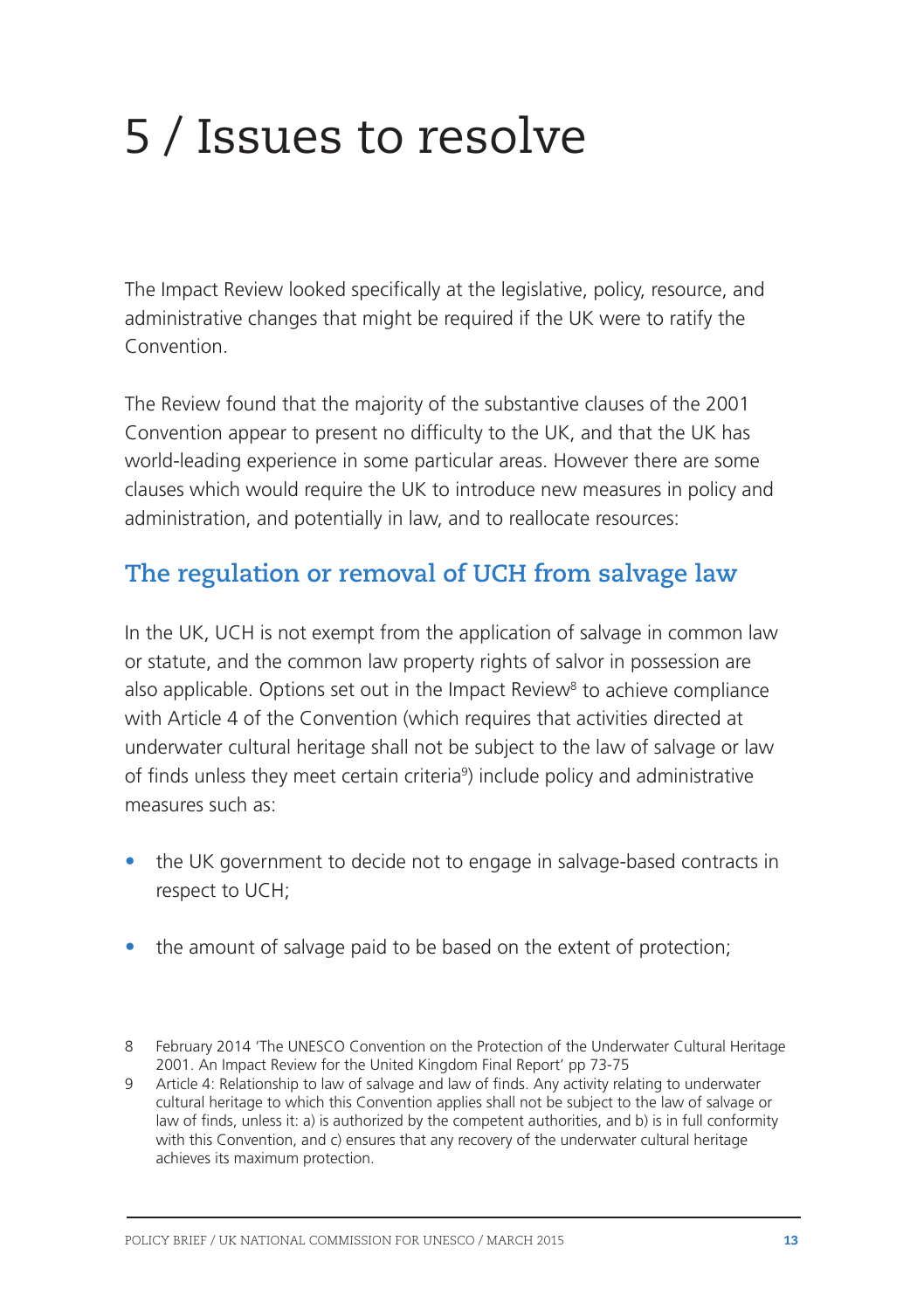# 5 / Issues to resolve

The Impact Review looked specifically at the legislative, policy, resource, and administrative changes that might be required if the UK were to ratify the Convention.

The Review found that the majority of the substantive clauses of the 2001 Convention appear to present no difficulty to the UK, and that the UK has world-leading experience in some particular areas. However there are some clauses which would require the UK to introduce new measures in policy and administration, and potentially in law, and to reallocate resources:

## The regulation or removal of UCH from salvage law

In the UK, UCH is not exempt from the application of salvage in common law or statute, and the common law property rights of salvor in possession are also applicable. Options set out in the Impact Review[8] to achieve compliance with Article 4 of the Convention (which requires that activities directed at underwater cultural heritage shall not be subject to the law of salvage or law of finds unless they meet certain criteria[9]) include policy and administrative measures such as:

- the UK government to decide not to engage in salvage-based contracts in respect to UCH;
- the amount of salvage paid to be based on the extent of protection;

8 February 2014 'The UNESCO Convention on the Protection of the Underwater Cultural Heritage 2001. An Impact Review for the United Kingdom Final Report' pp 73-75

9 Article 4: Relationship to law of salvage and law of finds. Any activity relating to underwater cultural heritage to which this Convention applies shall not be subject to the law of salvage or law of finds, unless it: a) is authorized by the competent authorities, and b) is in full conformity with this Convention, and c) ensures that any recovery of the underwater cultural heritage achieves its maximum protection.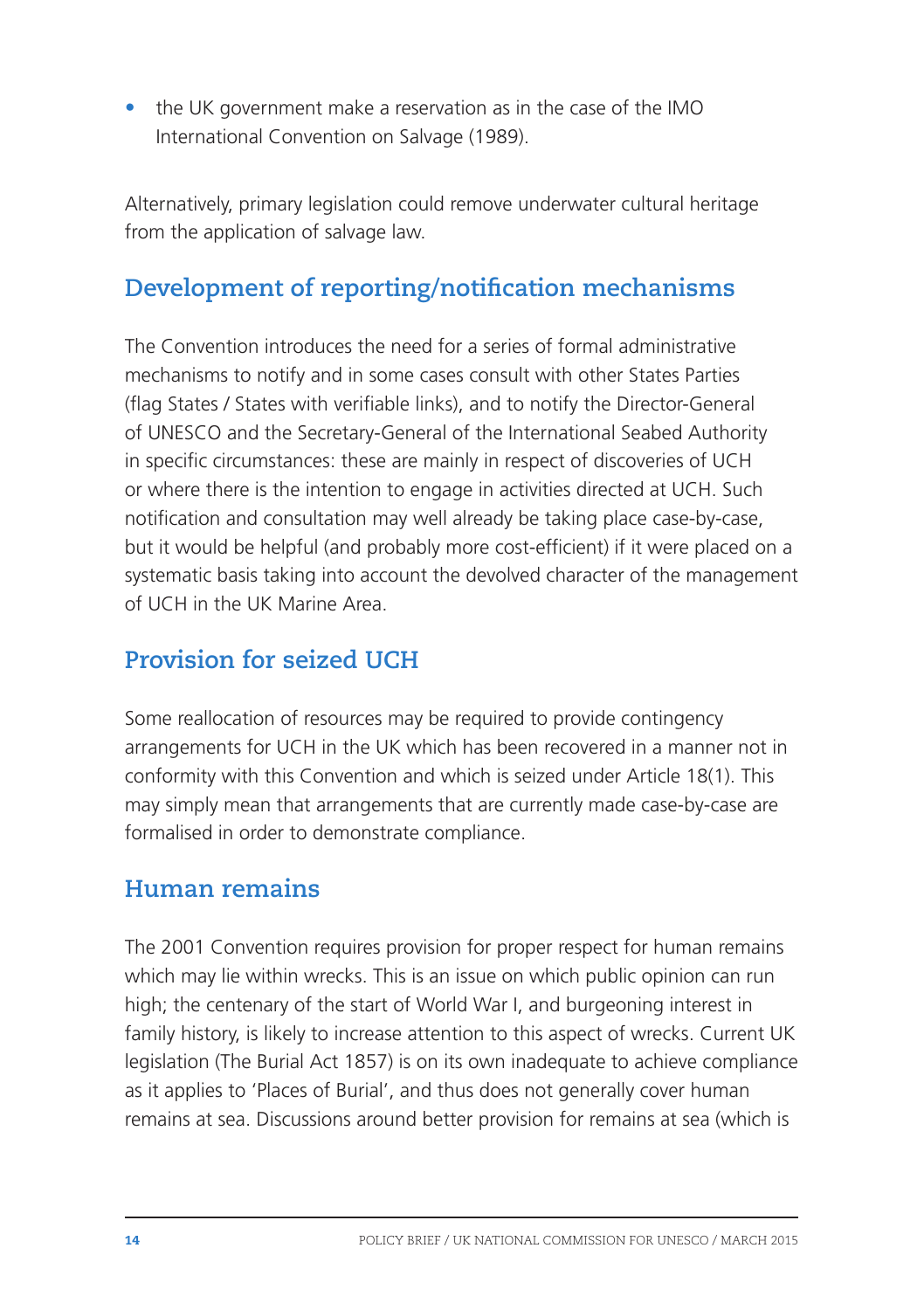- the UK government make a reservation as in the case of the IMO International Convention on Salvage (1989).

Alternatively, primary legislation could remove underwater cultural heritage from the application of salvage law.

## Development of reporting/notification mechanisms

The Convention introduces the need for a series of formal administrative mechanisms to notify and in some cases consult with other States Parties (flag States / States with verifiable links), and to notify the Director-General of UNESCO and the Secretary-General of the International Seabed Authority in specific circumstances: these are mainly in respect of discoveries of UCH or where there is the intention to engage in activities directed at UCH. Such notification and consultation may well already be taking place case-by-case, but it would be helpful (and probably more cost-efficient) if it were placed on a systematic basis taking into account the devolved character of the management of UCH in the UK Marine Area.

## Provision for seized UCH

Some reallocation of resources may be required to provide contingency arrangements for UCH in the UK which has been recovered in a manner not in conformity with this Convention and which is seized under Article 18(1). This may simply mean that arrangements that are currently made case-by-case are formalised in order to demonstrate compliance.

## Human remains

The 2001 Convention requires provision for proper respect for human remains which may lie within wrecks. This is an issue on which public opinion can run high; the centenary of the start of World War I, and burgeoning interest in family history, is likely to increase attention to this aspect of wrecks. Current UK legislation (The Burial Act 1857) is on its own inadequate to achieve compliance as it applies to 'Places of Burial', and thus does not generally cover human remains at sea. Discussions around better provision for remains at sea (which is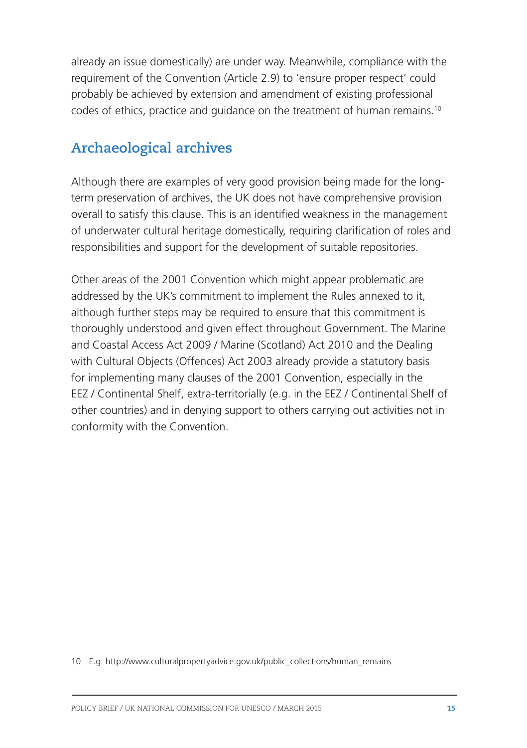already an issue domestically) are under way. Meanwhile, compliance with the requirement of the Convention (Article 2.9) to 'ensure proper respect' could probably be achieved by extension and amendment of existing professional codes of ethics, practice and guidance on the treatment of human remains.[10]

## Archaeological archives

Although there are examples of very good provision being made for the long-term preservation of archives, the UK does not have comprehensive provision overall to satisfy this clause. This is an identified weakness in the management of underwater cultural heritage domestically, requiring clarification of roles and responsibilities and support for the development of suitable repositories.

Other areas of the 2001 Convention which might appear problematic are addressed by the UK's commitment to implement the Rules annexed to it, although further steps may be required to ensure that this commitment is thoroughly understood and given effect throughout Government. The Marine and Coastal Access Act 2009 / Marine (Scotland) Act 2010 and the Dealing with Cultural Objects (Offences) Act 2003 already provide a statutory basis for implementing many clauses of the 2001 Convention, especially in the EEZ / Continental Shelf, extra-territorially (e.g. in the EEZ / Continental Shelf of other countries) and in denying support to others carrying out activities not in conformity with the Convention.

10 E.g. http://www.culturalpropertyadvice.gov.uk/public_collections/human_remains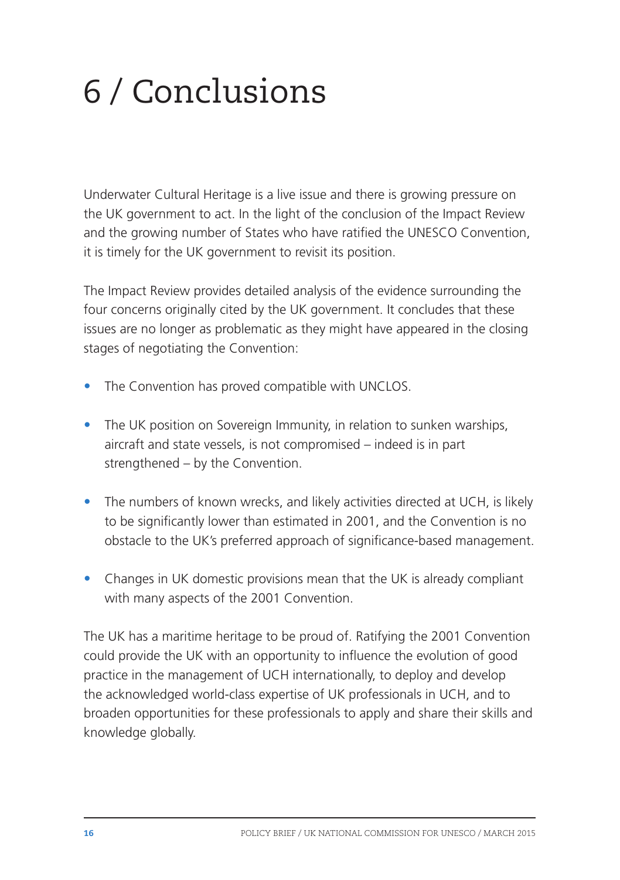# 6 / Conclusions

Underwater Cultural Heritage is a live issue and there is growing pressure on the UK government to act. In the light of the conclusion of the Impact Review and the growing number of States who have ratified the UNESCO Convention, it is timely for the UK government to revisit its position.

The Impact Review provides detailed analysis of the evidence surrounding the four concerns originally cited by the UK government. It concludes that these issues are no longer as problematic as they might have appeared in the closing stages of negotiating the Convention:

- The Convention has proved compatible with UNCLOS.
- The UK position on Sovereign Immunity, in relation to sunken warships, aircraft and state vessels, is not compromised – indeed is in part strengthened – by the Convention.
- The numbers of known wrecks, and likely activities directed at UCH, is likely to be significantly lower than estimated in 2001, and the Convention is no obstacle to the UK's preferred approach of significance-based management.
- Changes in UK domestic provisions mean that the UK is already compliant with many aspects of the 2001 Convention.

The UK has a maritime heritage to be proud of. Ratifying the 2001 Convention could provide the UK with an opportunity to influence the evolution of good practice in the management of UCH internationally, to deploy and develop the acknowledged world-class expertise of UK professionals in UCH, and to broaden opportunities for these professionals to apply and share their skills and knowledge globally.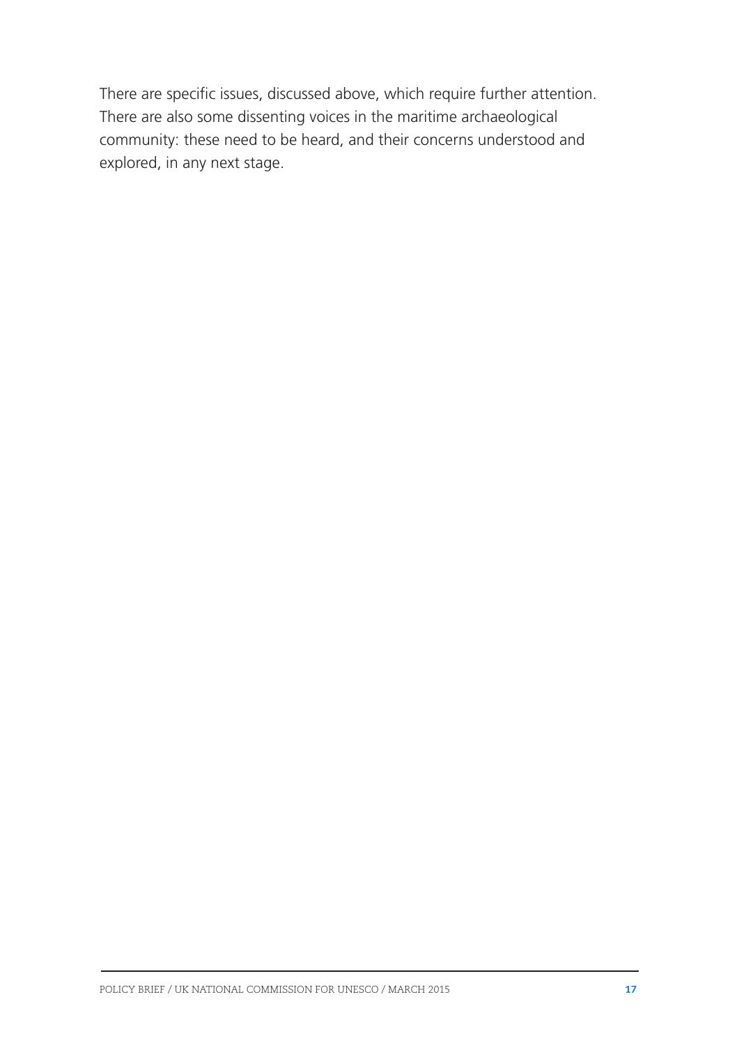There are specific issues, discussed above, which require further attention. There are also some dissenting voices in the maritime archaeological community: these need to be heard, and their concerns understood and explored, in any next stage.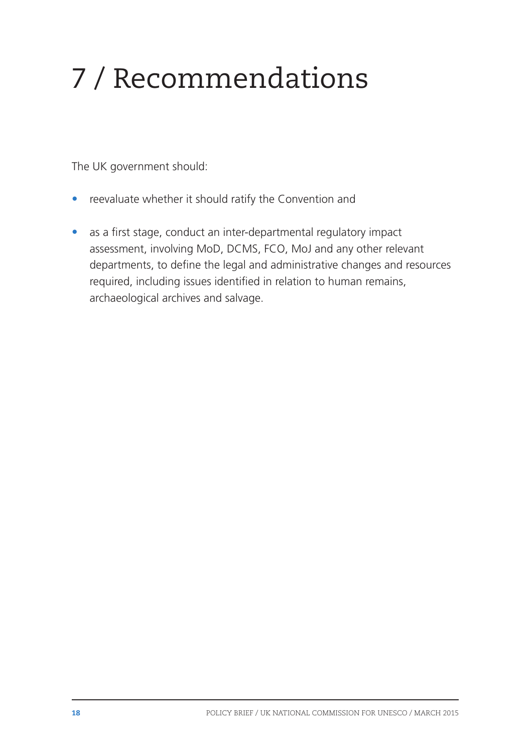# 7 / Recommendations

The UK government should:

- reevaluate whether it should ratify the Convention and
- as a first stage, conduct an inter-departmental regulatory impact assessment, involving MoD, DCMS, FCO, MoJ and any other relevant departments, to define the legal and administrative changes and resources required, including issues identified in relation to human remains, archaeological archives and salvage.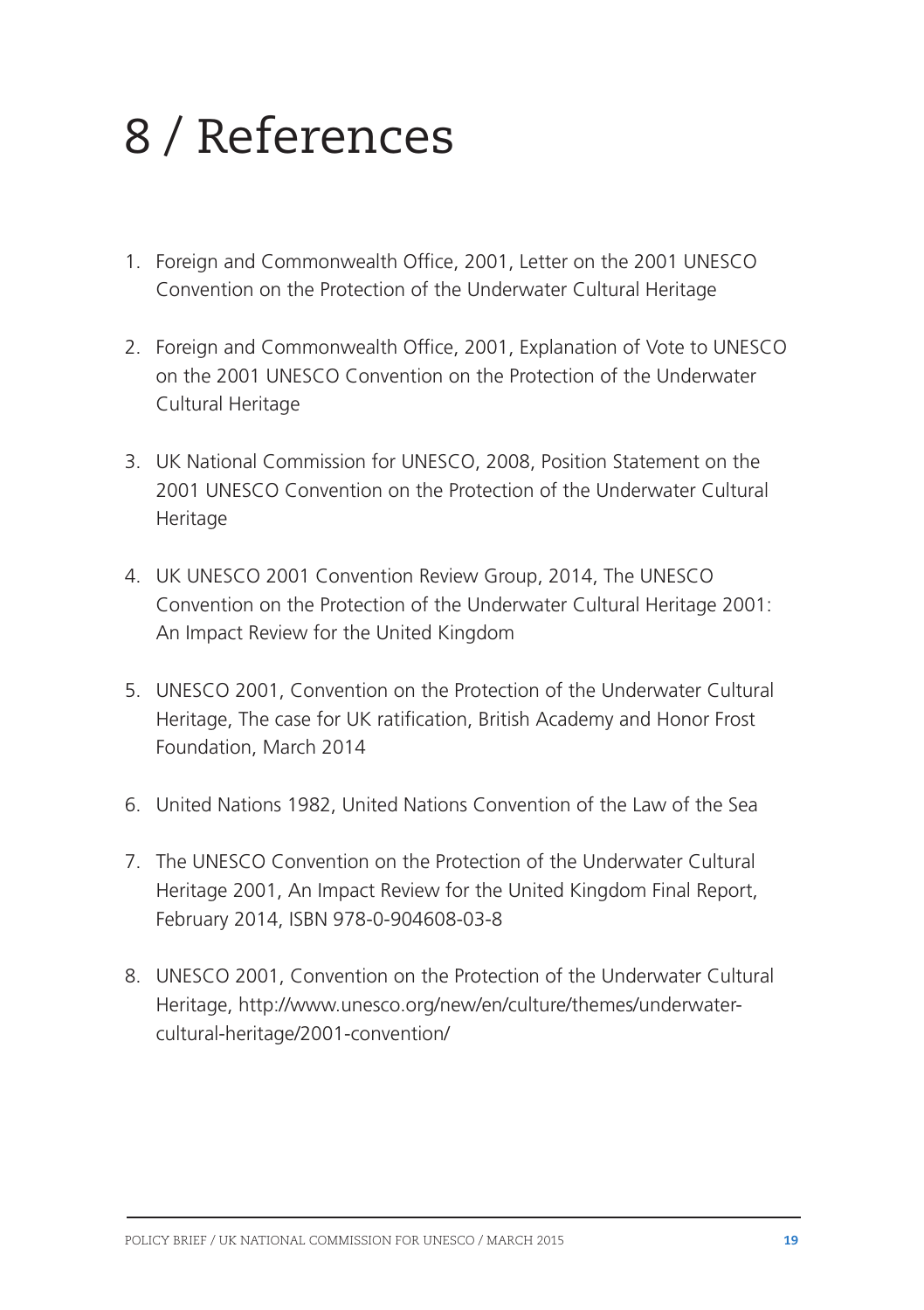# 8 / References

1. Foreign and Commonwealth Office, 2001, Letter on the 2001 UNESCO Convention on the Protection of the Underwater Cultural Heritage

2. Foreign and Commonwealth Office, 2001, Explanation of Vote to UNESCO on the 2001 UNESCO Convention on the Protection of the Underwater Cultural Heritage

3. UK National Commission for UNESCO, 2008, Position Statement on the 2001 UNESCO Convention on the Protection of the Underwater Cultural Heritage

4. UK UNESCO 2001 Convention Review Group, 2014, The UNESCO Convention on the Protection of the Underwater Cultural Heritage 2001: An Impact Review for the United Kingdom

5. UNESCO 2001, Convention on the Protection of the Underwater Cultural Heritage, The case for UK ratification, British Academy and Honor Frost Foundation, March 2014

6. United Nations 1982, United Nations Convention of the Law of the Sea

7. The UNESCO Convention on the Protection of the Underwater Cultural Heritage 2001, An Impact Review for the United Kingdom Final Report, February 2014, ISBN 978-0-904608-03-8

8. UNESCO 2001, Convention on the Protection of the Underwater Cultural Heritage, http://www.unesco.org/new/en/culture/themes/underwater-cultural-heritage/2001-convention/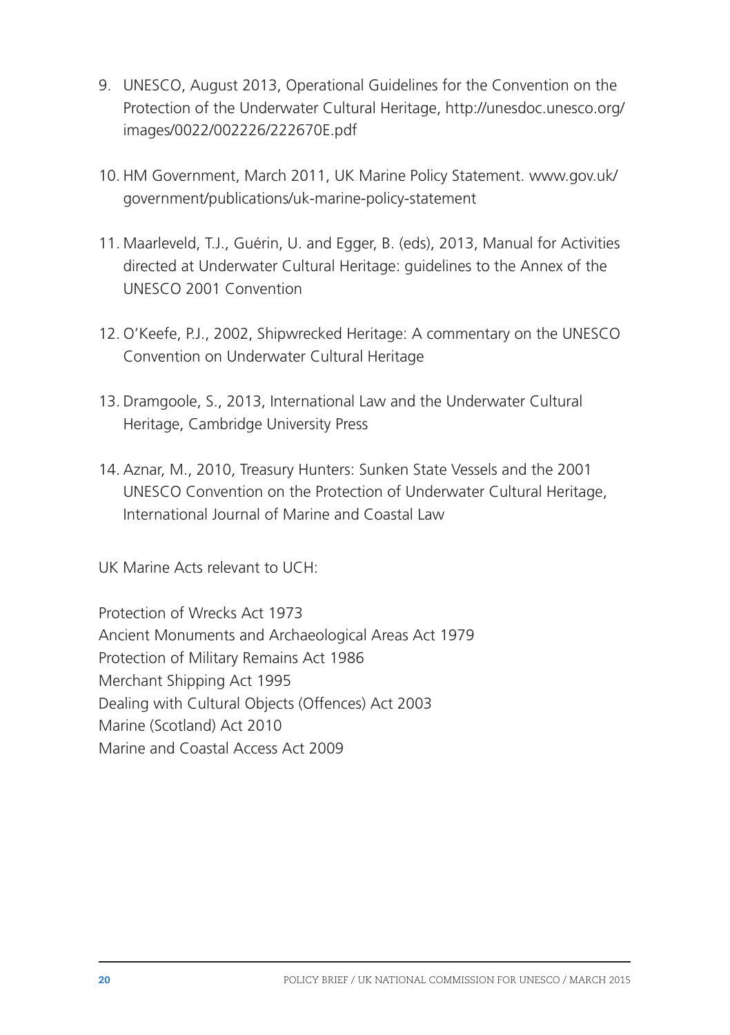9. UNESCO, August 2013, Operational Guidelines for the Convention on the Protection of the Underwater Cultural Heritage, http://unesdoc.unesco.org/images/0022/002226/222670E.pdf

10. HM Government, March 2011, UK Marine Policy Statement. www.gov.uk/government/publications/uk-marine-policy-statement

11. Maarleveld, T.J., Guérin, U. and Egger, B. (eds), 2013, Manual for Activities directed at Underwater Cultural Heritage: guidelines to the Annex of the UNESCO 2001 Convention

12. O'Keefe, P.J., 2002, Shipwrecked Heritage: A commentary on the UNESCO Convention on Underwater Cultural Heritage

13. Dramgoole, S., 2013, International Law and the Underwater Cultural Heritage, Cambridge University Press

14. Aznar, M., 2010, Treasury Hunters: Sunken State Vessels and the 2001 UNESCO Convention on the Protection of Underwater Cultural Heritage, International Journal of Marine and Coastal Law

UK Marine Acts relevant to UCH:

Protection of Wrecks Act 1973
Ancient Monuments and Archaeological Areas Act 1979
Protection of Military Remains Act 1986
Merchant Shipping Act 1995
Dealing with Cultural Objects (Offences) Act 2003
Marine (Scotland) Act 2010
Marine and Coastal Access Act 2009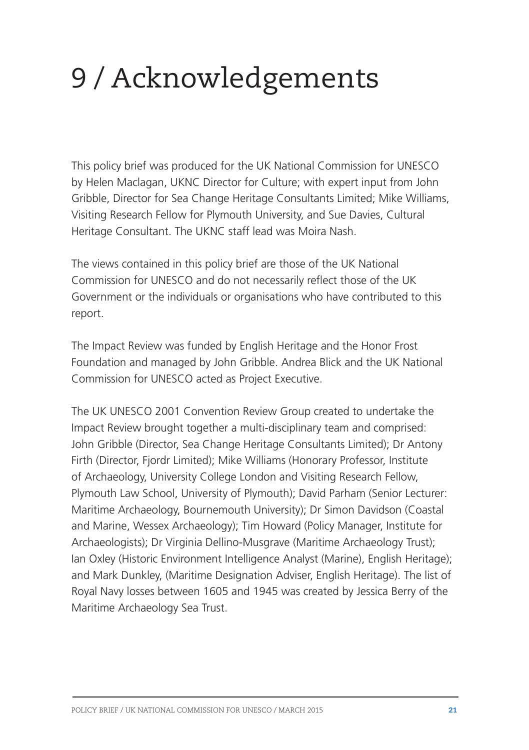# 9 / Acknowledgements

This policy brief was produced for the UK National Commission for UNESCO by Helen Maclagan, UKNC Director for Culture; with expert input from John Gribble, Director for Sea Change Heritage Consultants Limited; Mike Williams, Visiting Research Fellow for Plymouth University, and Sue Davies, Cultural Heritage Consultant. The UKNC staff lead was Moira Nash.

The views contained in this policy brief are those of the UK National Commission for UNESCO and do not necessarily reflect those of the UK Government or the individuals or organisations who have contributed to this report.

The Impact Review was funded by English Heritage and the Honor Frost Foundation and managed by John Gribble. Andrea Blick and the UK National Commission for UNESCO acted as Project Executive.

The UK UNESCO 2001 Convention Review Group created to undertake the Impact Review brought together a multi-disciplinary team and comprised: John Gribble (Director, Sea Change Heritage Consultants Limited); Dr Antony Firth (Director, Fjordr Limited); Mike Williams (Honorary Professor, Institute of Archaeology, University College London and Visiting Research Fellow, Plymouth Law School, University of Plymouth); David Parham (Senior Lecturer: Maritime Archaeology, Bournemouth University); Dr Simon Davidson (Coastal and Marine, Wessex Archaeology); Tim Howard (Policy Manager, Institute for Archaeologists); Dr Virginia Dellino-Musgrave (Maritime Archaeology Trust); Ian Oxley (Historic Environment Intelligence Analyst (Marine), English Heritage); and Mark Dunkley, (Maritime Designation Adviser, English Heritage). The list of Royal Navy losses between 1605 and 1945 was created by Jessica Berry of the Maritime Archaeology Sea Trust.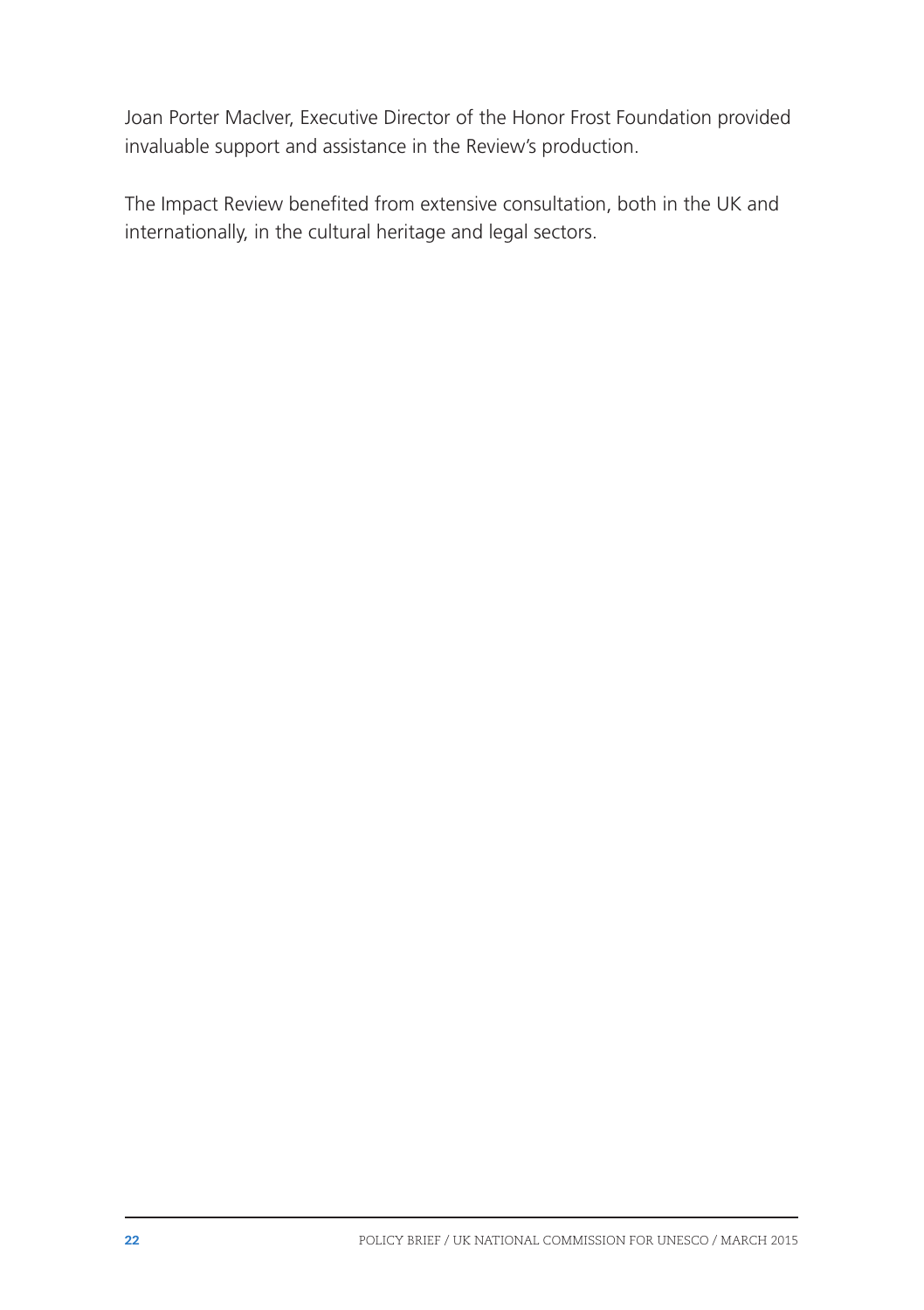Joan Porter MacIver, Executive Director of the Honor Frost Foundation provided invaluable support and assistance in the Review's production.

The Impact Review benefited from extensive consultation, both in the UK and internationally, in the cultural heritage and legal sectors.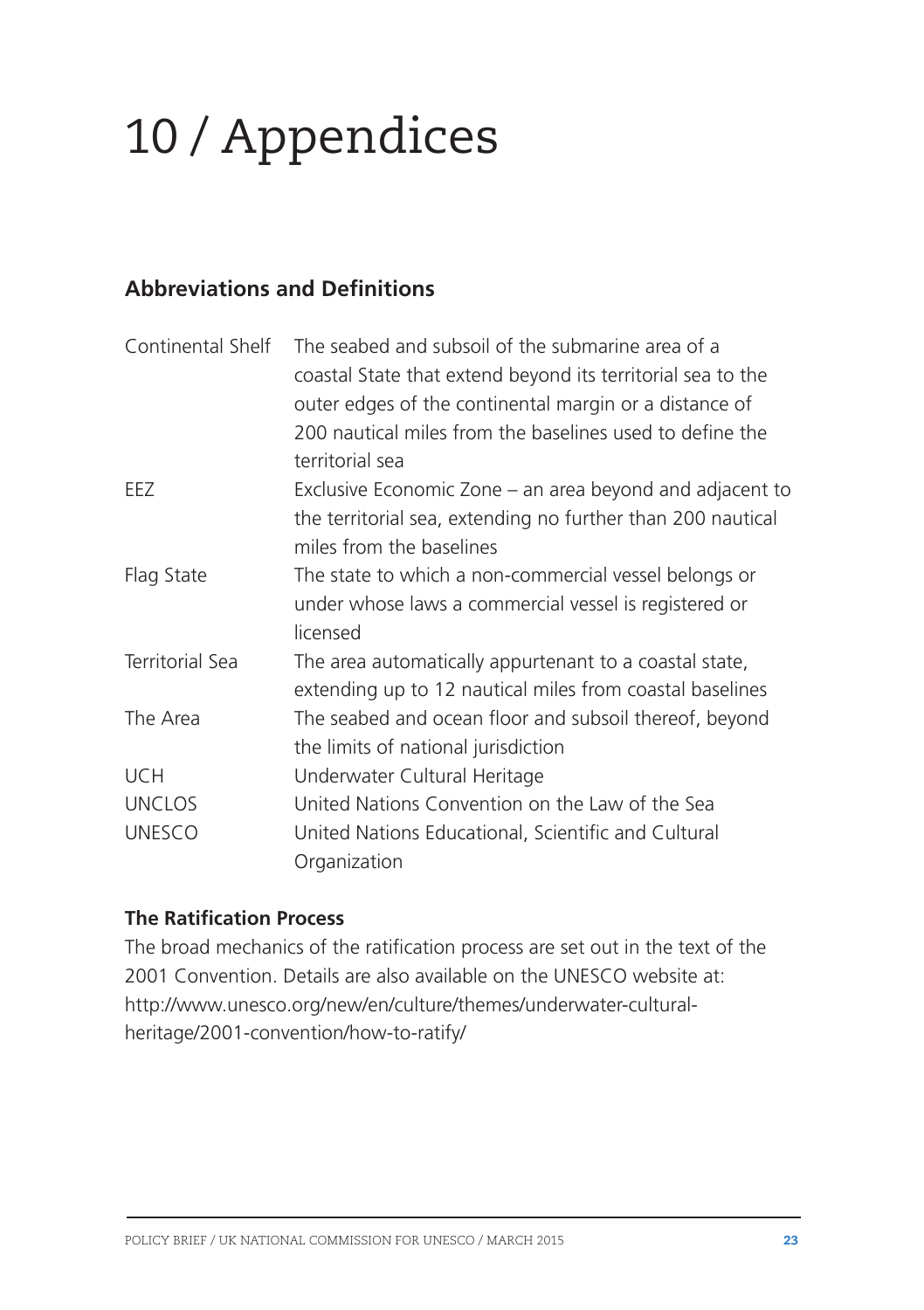# 10 / Appendices

## Abbreviations and Definitions

| | |
|---|---|
| Continental Shelf | The seabed and subsoil of the submarine area of a coastal State that extend beyond its territorial sea to the outer edges of the continental margin or a distance of 200 nautical miles from the baselines used to define the territorial sea |
| EEZ | Exclusive Economic Zone – an area beyond and adjacent to the territorial sea, extending no further than 200 nautical miles from the baselines |
| Flag State | The state to which a non-commercial vessel belongs or under whose laws a commercial vessel is registered or licensed |
| Territorial Sea | The area automatically appurtenant to a coastal state, extending up to 12 nautical miles from coastal baselines |
| The Area | The seabed and ocean floor and subsoil thereof, beyond the limits of national jurisdiction |
| UCH | Underwater Cultural Heritage |
| UNCLOS | United Nations Convention on the Law of the Sea |
| UNESCO | United Nations Educational, Scientific and Cultural Organization |

### The Ratification Process

The broad mechanics of the ratification process are set out in the text of the 2001 Convention. Details are also available on the UNESCO website at: http://www.unesco.org/new/en/culture/themes/underwater-cultural-heritage/2001-convention/how-to-ratify/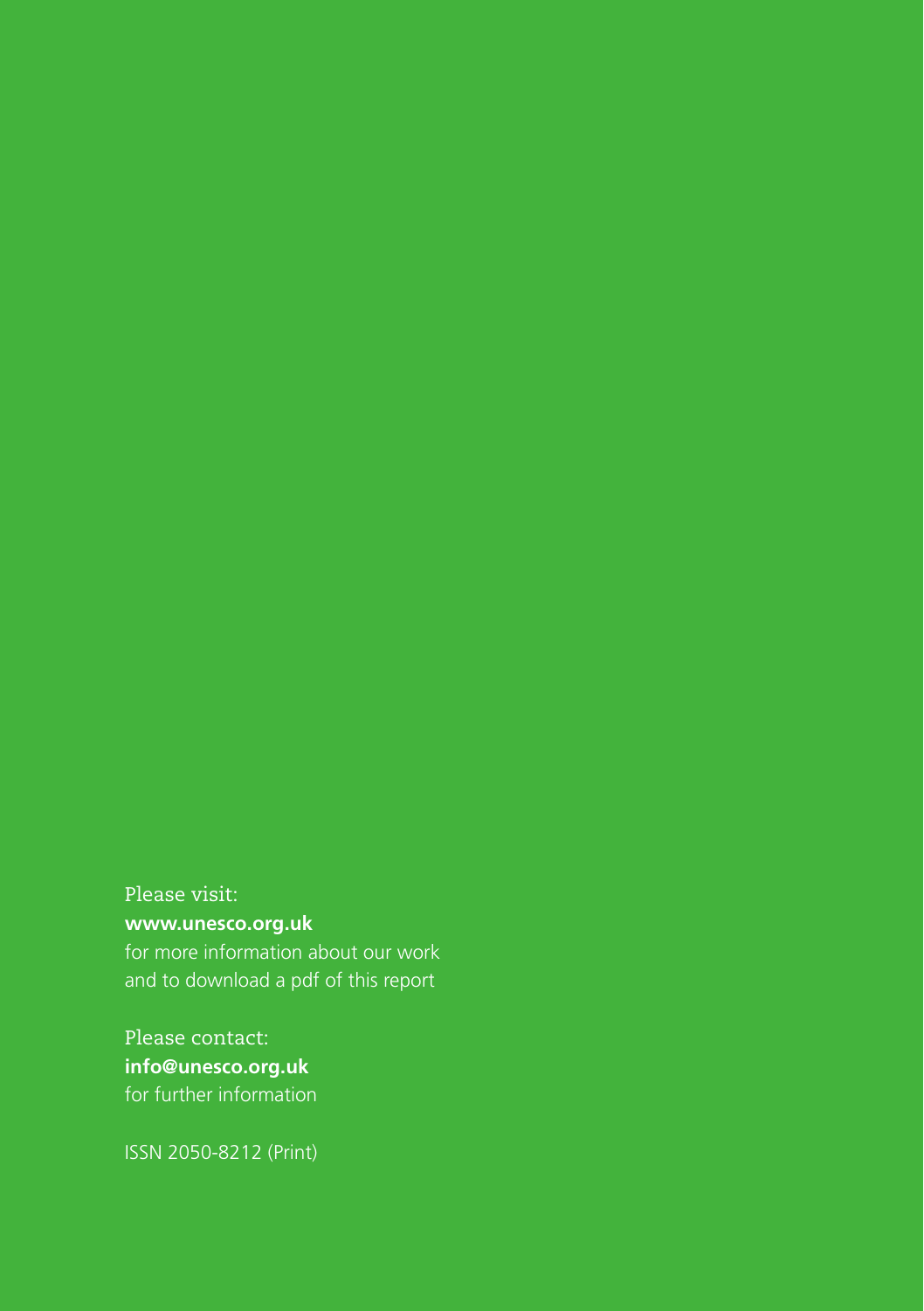Please visit:
**www.unesco.org.uk**
for more information about our work
and to download a pdf of this report

Please contact:
**info@unesco.org.uk**
for further information

ISSN 2050-8212 (Print)